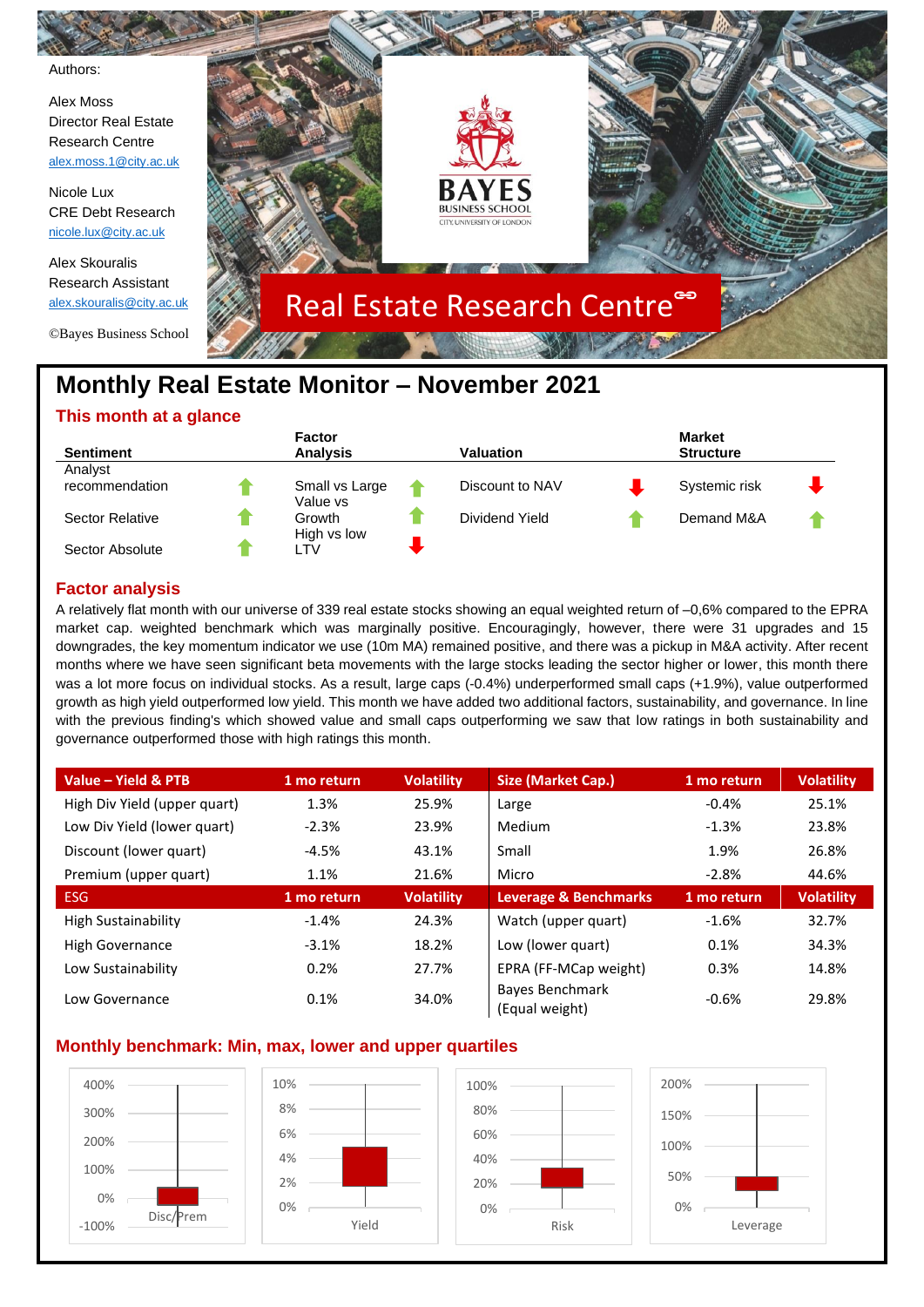Authors:

Alex Moss
Director Real Estate Research Centre
alex.moss.1@city.ac.uk

Nicole Lux
CRE Debt Research
nicole.lux@city.ac.uk

Alex Skouralis
Research Assistant
alex.skouralis@city.ac.uk

©Bayes Business School

BAYES BUSINESS SCHOOL
CITY, UNIVERSITY OF LONDON

Real Estate Research Centre

# Monthly Real Estate Monitor – November 2021

## This month at a glance

| Sentiment | | Factor Analysis | | Valuation | | Market Structure | |
|---|---|---|---|---|---|---|---|
| Analyst recommendation | ↑ | Small vs Large | ↑ | Discount to NAV | ↓ | Systemic risk | ↓ |
| Sector Relative | ↑ | Value vs Growth | ↑ | Dividend Yield | ↑ | Demand M&A | ↑ |
| Sector Absolute | ↑ | High vs low LTV | ↓ | | | | |

## Factor analysis

A relatively flat month with our universe of 339 real estate stocks showing an equal weighted return of –0,6% compared to the EPRA market cap. weighted benchmark which was marginally positive. Encouragingly, however, there were 31 upgrades and 15 downgrades, the key momentum indicator we use (10m MA) remained positive, and there was a pickup in M&A activity. After recent months where we have seen significant beta movements with the large stocks leading the sector higher or lower, this month there was a lot more focus on individual stocks. As a result, large caps (-0.4%) underperformed small caps (+1.9%), value outperformed growth as high yield outperformed low yield. This month we have added two additional factors, sustainability, and governance. In line with the previous finding's which showed value and small caps outperforming we saw that low ratings in both sustainability and governance outperformed those with high ratings this month.

| Value – Yield & PTB | 1 mo return | Volatility | Size (Market Cap.) | 1 mo return | Volatility |
|---|---|---|---|---|---|
| High Div Yield (upper quart) | 1.3% | 25.9% | Large | -0.4% | 25.1% |
| Low Div Yield (lower quart) | -2.3% | 23.9% | Medium | -1.3% | 23.8% |
| Discount (lower quart) | -4.5% | 43.1% | Small | 1.9% | 26.8% |
| Premium (upper quart) | 1.1% | 21.6% | Micro | -2.8% | 44.6% |
| **ESG** | **1 mo return** | **Volatility** | **Leverage & Benchmarks** | **1 mo return** | **Volatility** |
| High Sustainability | -1.4% | 24.3% | Watch (upper quart) | -1.6% | 32.7% |
| High Governance | -3.1% | 18.2% | Low (lower quart) | 0.1% | 34.3% |
| Low Sustainability | 0.2% | 27.7% | EPRA (FF-MCap weight) | 0.3% | 14.8% |
| Low Governance | 0.1% | 34.0% | Bayes Benchmark (Equal weight) | -0.6% | 29.8% |

## Monthly benchmark: Min, max, lower and upper quartiles

Disc/Prem | Yield | Risk | Leverage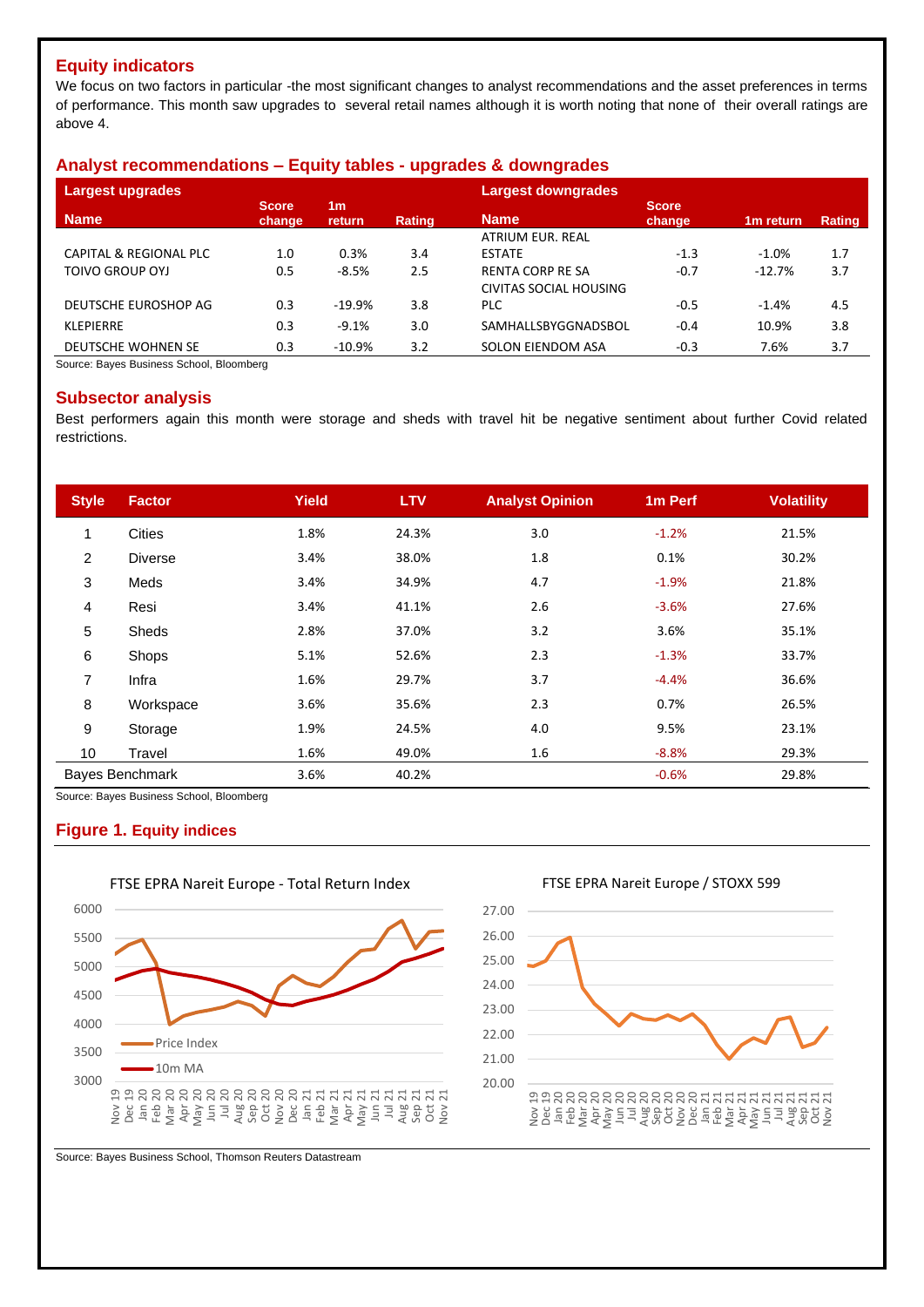## Equity indicators

We focus on two factors in particular -the most significant changes to analyst recommendations and the asset preferences in terms of performance. This month saw upgrades to several retail names although it is worth noting that none of their overall ratings are above 4.

## Analyst recommendations – Equity tables - upgrades & downgrades

| Largest upgrades | | | | Largest downgrades | | | |
|---|---|---|---|---|---|---|---|
| Name | Score change | 1m return | Rating | Name | Score change | 1m return | Rating |
| CAPITAL & REGIONAL PLC | 1.0 | 0.3% | 3.4 | ATRIUM EUR. REAL ESTATE | -1.3 | -1.0% | 1.7 |
| TOIVO GROUP OYJ | 0.5 | -8.5% | 2.5 | RENTA CORP RE SA | -0.7 | -12.7% | 3.7 |
| DEUTSCHE EUROSHOP AG | 0.3 | -19.9% | 3.8 | CIVITAS SOCIAL HOUSING PLC | -0.5 | -1.4% | 4.5 |
| KLEPIERRE | 0.3 | -9.1% | 3.0 | SAMHALLSBYGGNADSBOL | -0.4 | 10.9% | 3.8 |
| DEUTSCHE WOHNEN SE | 0.3 | -10.9% | 3.2 | SOLON EIENDOM ASA | -0.3 | 7.6% | 3.7 |

Source: Bayes Business School, Bloomberg

## Subsector analysis

Best performers again this month were storage and sheds with travel hit be negative sentiment about further Covid related restrictions.

| Style | Factor | Yield | LTV | Analyst Opinion | 1m Perf | Volatility |
|---|---|---|---|---|---|---|
| 1 | Cities | 1.8% | 24.3% | 3.0 | -1.2% | 21.5% |
| 2 | Diverse | 3.4% | 38.0% | 1.8 | 0.1% | 30.2% |
| 3 | Meds | 3.4% | 34.9% | 4.7 | -1.9% | 21.8% |
| 4 | Resi | 3.4% | 41.1% | 2.6 | -3.6% | 27.6% |
| 5 | Sheds | 2.8% | 37.0% | 3.2 | 3.6% | 35.1% |
| 6 | Shops | 5.1% | 52.6% | 2.3 | -1.3% | 33.7% |
| 7 | Infra | 1.6% | 29.7% | 3.7 | -4.4% | 36.6% |
| 8 | Workspace | 3.6% | 35.6% | 2.3 | 0.7% | 26.5% |
| 9 | Storage | 1.9% | 24.5% | 4.0 | 9.5% | 23.1% |
| 10 | Travel | 1.6% | 49.0% | 1.6 | -8.8% | 29.3% |
| Bayes Benchmark | | 3.6% | 40.2% | | -0.6% | 29.8% |

Source: Bayes Business School, Bloomberg

## Figure 1. Equity indices

Source: Bayes Business School, Thomson Reuters Datastream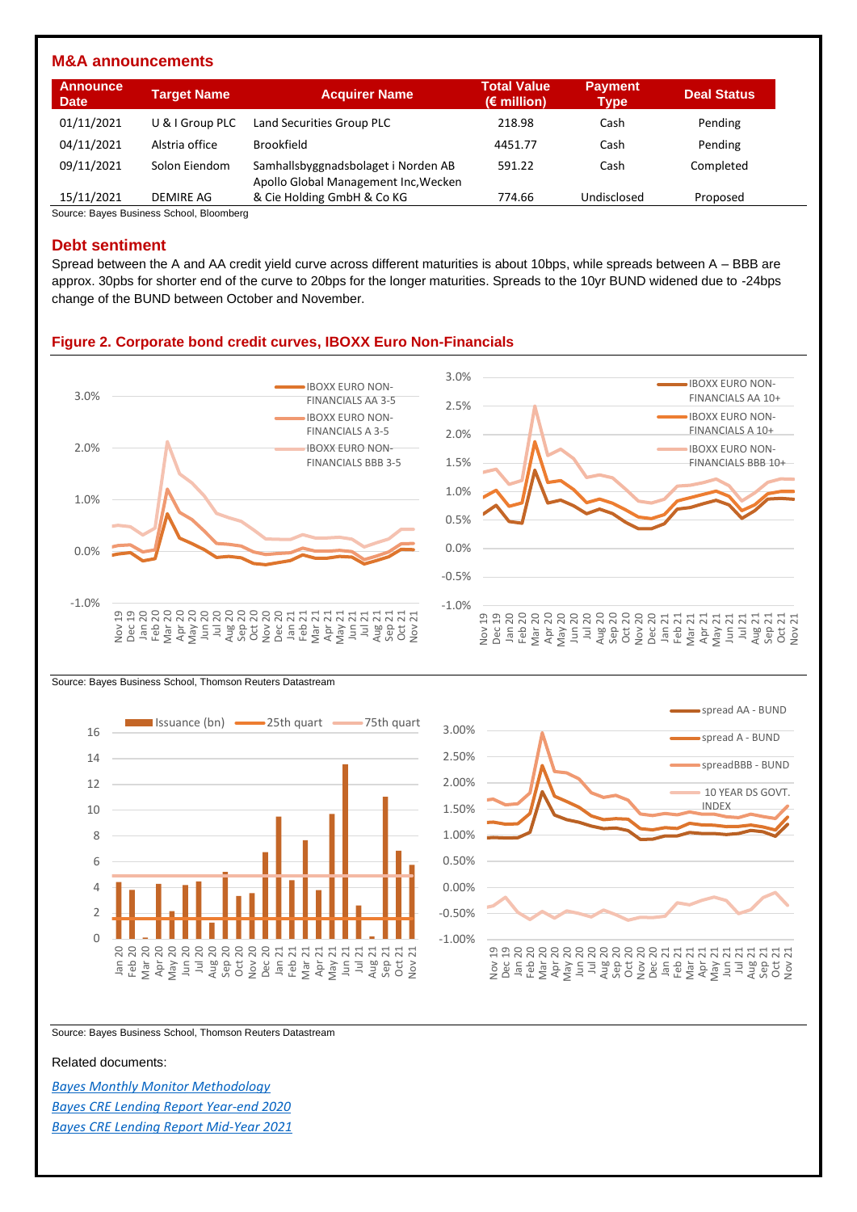## M&A announcements

| Announce Date | Target Name | Acquirer Name | Total Value (€ million) | Payment Type | Deal Status |
|---|---|---|---|---|---|
| 01/11/2021 | U & I Group PLC | Land Securities Group PLC | 218.98 | Cash | Pending |
| 04/11/2021 | Alstria office | Brookfield | 4451.77 | Cash | Pending |
| 09/11/2021 | Solon Eiendom | Samhallsbyggnadsbolaget i Norden AB | 591.22 | Cash | Completed |
| 15/11/2021 | DEMIRE AG | Apollo Global Management Inc,Wecken & Cie Holding GmbH & Co KG | 774.66 | Undisclosed | Proposed |

Source: Bayes Business School, Bloomberg

## Debt sentiment

Spread between the A and AA credit yield curve across different maturities is about 10bps, while spreads between A – BBB are approx. 30pbs for shorter end of the curve to 20bps for the longer maturities. Spreads to the 10yr BUND widened due to -24bps change of the BUND between October and November.

### Figure 2. Corporate bond credit curves, IBOXX Euro Non-Financials

Source: Bayes Business School, Thomson Reuters Datastream

Source: Bayes Business School, Thomson Reuters Datastream

Related documents:

*Bayes Monthly Monitor Methodology*

*Bayes CRE Lending Report Year-end 2020*

*Bayes CRE Lending Report Mid-Year 2021*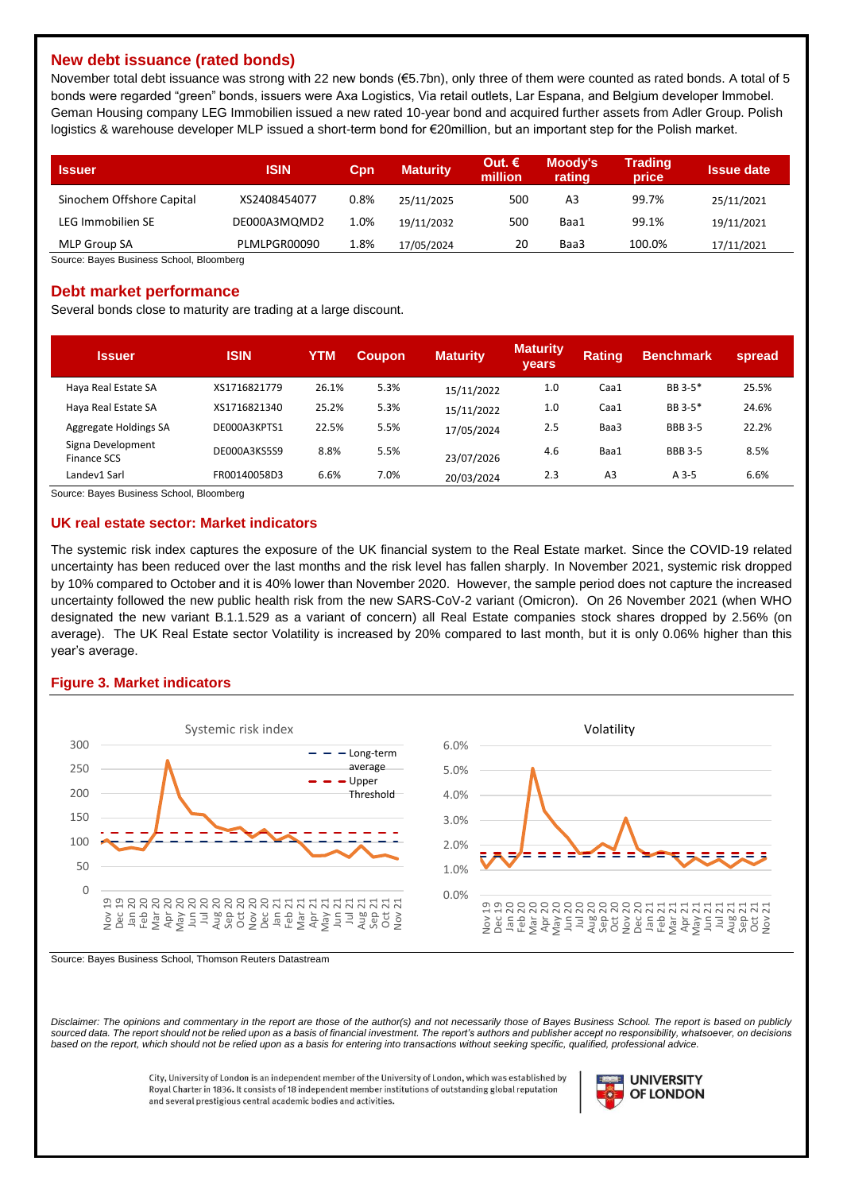## New debt issuance (rated bonds)

November total debt issuance was strong with 22 new bonds (€5.7bn), only three of them were counted as rated bonds. A total of 5 bonds were regarded "green" bonds, issuers were Axa Logistics, Via retail outlets, Lar Espana, and Belgium developer Immobel. Geman Housing company LEG Immobilien issued a new rated 10-year bond and acquired further assets from Adler Group. Polish logistics & warehouse developer MLP issued a short-term bond for €20million, but an important step for the Polish market.

| Issuer | ISIN | Cpn | Maturity | Out. € million | Moody's rating | Trading price | Issue date |
|---|---|---|---|---|---|---|---|
| Sinochem Offshore Capital | XS2408454077 | 0.8% | 25/11/2025 | 500 | A3 | 99.7% | 25/11/2021 |
| LEG Immobilien SE | DE000A3MQMD2 | 1.0% | 19/11/2032 | 500 | Baa1 | 99.1% | 19/11/2021 |
| MLP Group SA | PLMLPGR00090 | 1.8% | 17/05/2024 | 20 | Baa3 | 100.0% | 17/11/2021 |

Source: Bayes Business School, Bloomberg

## Debt market performance

Several bonds close to maturity are trading at a large discount.

| Issuer | ISIN | YTM | Coupon | Maturity | Maturity years | Rating | Benchmark | spread |
|---|---|---|---|---|---|---|---|---|
| Haya Real Estate SA | XS1716821779 | 26.1% | 5.3% | 15/11/2022 | 1.0 | Caa1 | BB 3-5* | 25.5% |
| Haya Real Estate SA | XS1716821340 | 25.2% | 5.3% | 15/11/2022 | 1.0 | Caa1 | BB 3-5* | 24.6% |
| Aggregate Holdings SA | DE000A3KPTS1 | 22.5% | 5.5% | 17/05/2024 | 2.5 | Baa3 | BBB 3-5 | 22.2% |
| Signa Development Finance SCS | DE000A3KS5S9 | 8.8% | 5.5% | 23/07/2026 | 4.6 | Baa1 | BBB 3-5 | 8.5% |
| Landev1 Sarl | FR00140058D3 | 6.6% | 7.0% | 20/03/2024 | 2.3 | A3 | A 3-5 | 6.6% |

Source: Bayes Business School, Bloomberg

## UK real estate sector: Market indicators

The systemic risk index captures the exposure of the UK financial system to the Real Estate market. Since the COVID-19 related uncertainty has been reduced over the last months and the risk level has fallen sharply. In November 2021, systemic risk dropped by 10% compared to October and it is 40% lower than November 2020. However, the sample period does not capture the increased uncertainty followed the new public health risk from the new SARS-CoV-2 variant (Omicron). On 26 November 2021 (when WHO designated the new variant B.1.1.529 as a variant of concern) all Real Estate companies stock shares dropped by 2.56% (on average). The UK Real Estate sector Volatility is increased by 20% compared to last month, but it is only 0.06% higher than this year's average.

## Figure 3. Market indicators

Systemic risk index

300
250
200
150
100
50
0

Long-term average
Upper Threshold

Nov 19, Dec 19, Jan 20, Feb 20, Mar 20, Apr 20, May 20, Jun 20, Jul 20, Aug 20, Sep 20, Oct 20, Nov 20, Dec 20, Jan 21, Feb 21, Mar 21, Apr 21, May 21, Jun 21, Jul 21, Aug 21, Sep 21, Oct 21, Nov 21

Volatility

6.0%
5.0%
4.0%
3.0%
2.0%
1.0%
0.0%

Nov 19, Dec 19, Jan 20, Feb 20, Mar 20, Apr 20, May 20, Jun 20, Jul 20, Aug 20, Sep 20, Oct 20, Nov 20, Dec 20, Jan 21, Feb 21, Mar 21, Apr 21, May 21, Jun 21, Jul 21, Aug 21, Sep 21, Oct 21, Nov 21

Source: Bayes Business School, Thomson Reuters Datastream

*Disclaimer: The opinions and commentary in the report are those of the author(s) and not necessarily those of Bayes Business School. The report is based on publicly sourced data. The report should not be relied upon as a basis of financial investment. The report's authors and publisher accept no responsibility, whatsoever, on decisions based on the report, which should not be relied upon as a basis for entering into transactions without seeking specific, qualified, professional advice.*

City, University of London is an independent member of the University of London, which was established by Royal Charter in 1836. It consists of 18 independent member institutions of outstanding global reputation and several prestigious central academic bodies and activities.

UNIVERSITY OF LONDON